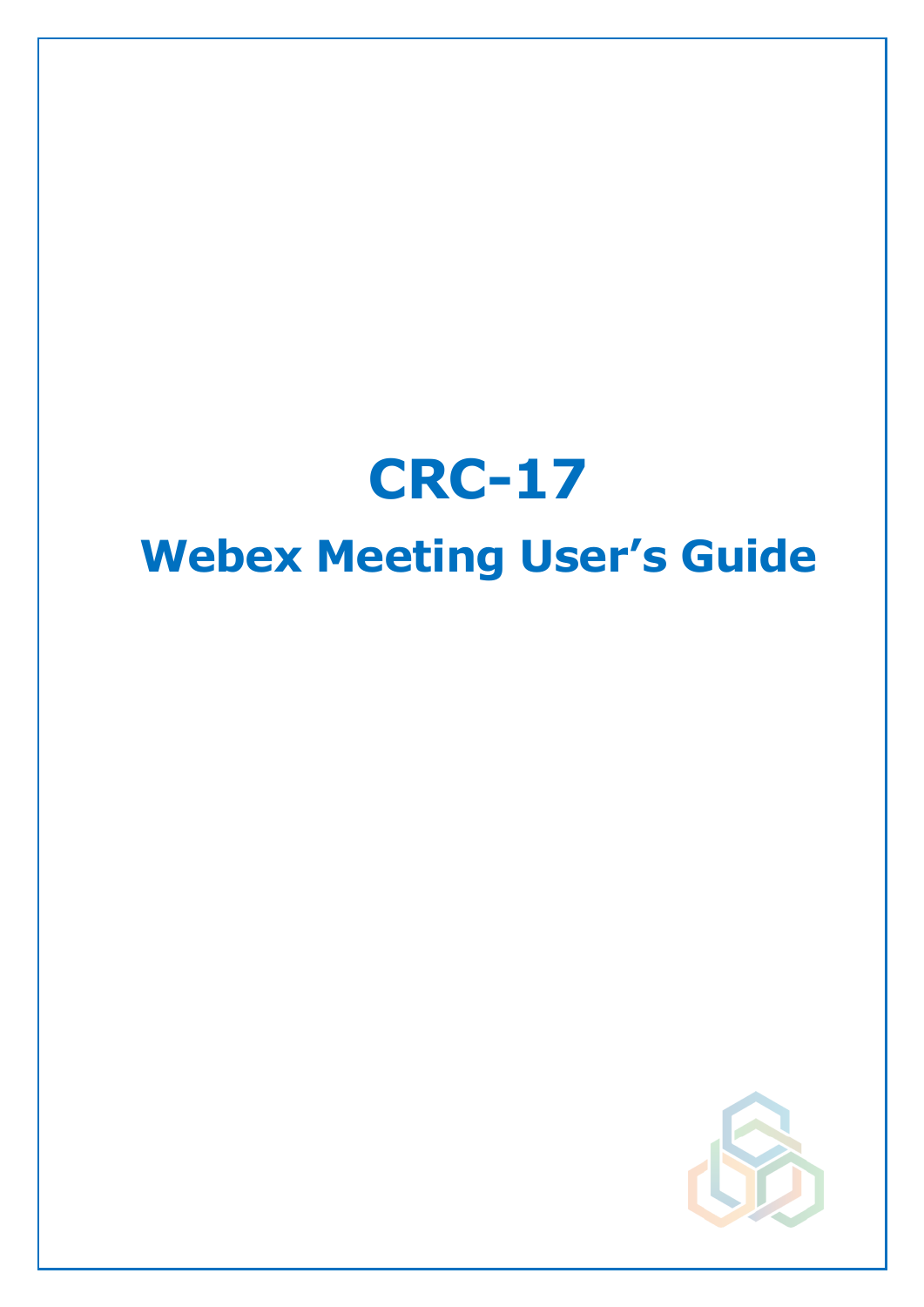# CRC-17

## Webex Meeting User's Guide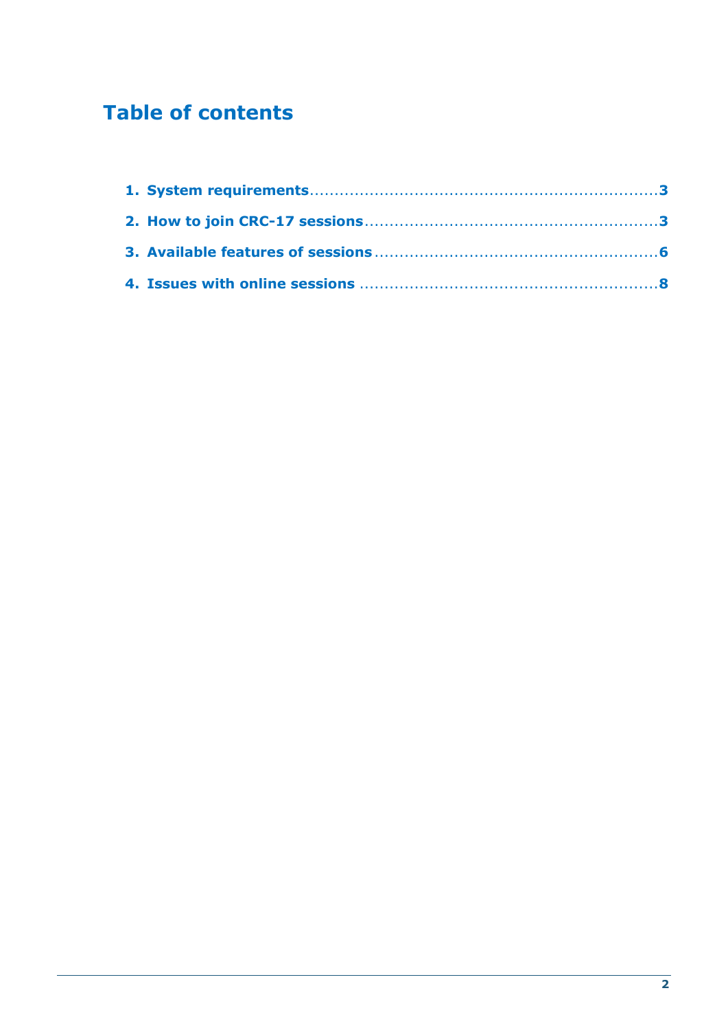# Table of contents

1. System requirements ..................................................................... 3
2. How to join CRC-17 sessions ........................................................ 3
3. Available features of sessions ...................................................... 6
4. Issues with online sessions .......................................................... 8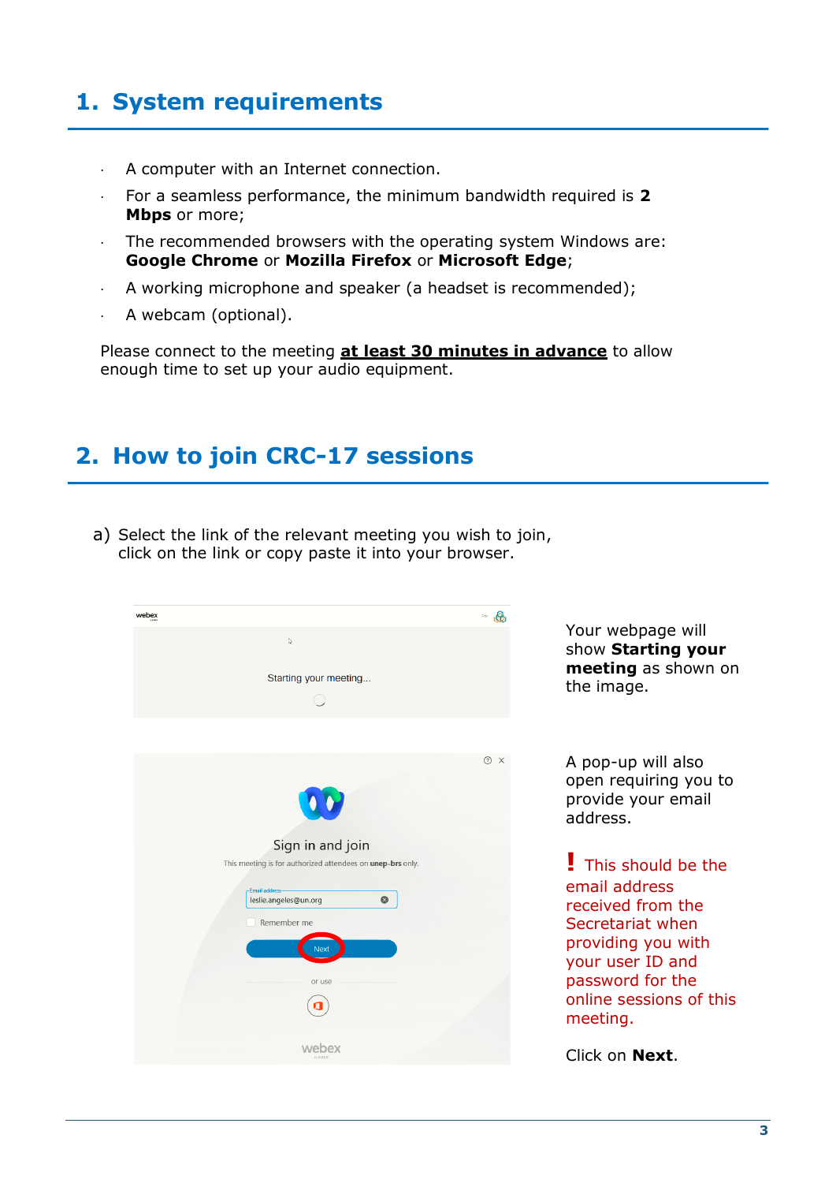# 1. System requirements

- A computer with an Internet connection.
- For a seamless performance, the minimum bandwidth required is **2 Mbps** or more;
- The recommended browsers with the operating system Windows are: **Google Chrome** or **Mozilla Firefox** or **Microsoft Edge**;
- A working microphone and speaker (a headset is recommended);
- A webcam (optional).

Please connect to the meeting **at least 30 minutes in advance** to allow enough time to set up your audio equipment.

# 2. How to join CRC-17 sessions

a) Select the link of the relevant meeting you wish to join, click on the link or copy paste it into your browser.

Your webpage will show **Starting your meeting** as shown on the image.

A pop-up will also open requiring you to provide your email address.

! This should be the email address received from the Secretariat when providing you with your user ID and password for the online sessions of this meeting.

Click on **Next**.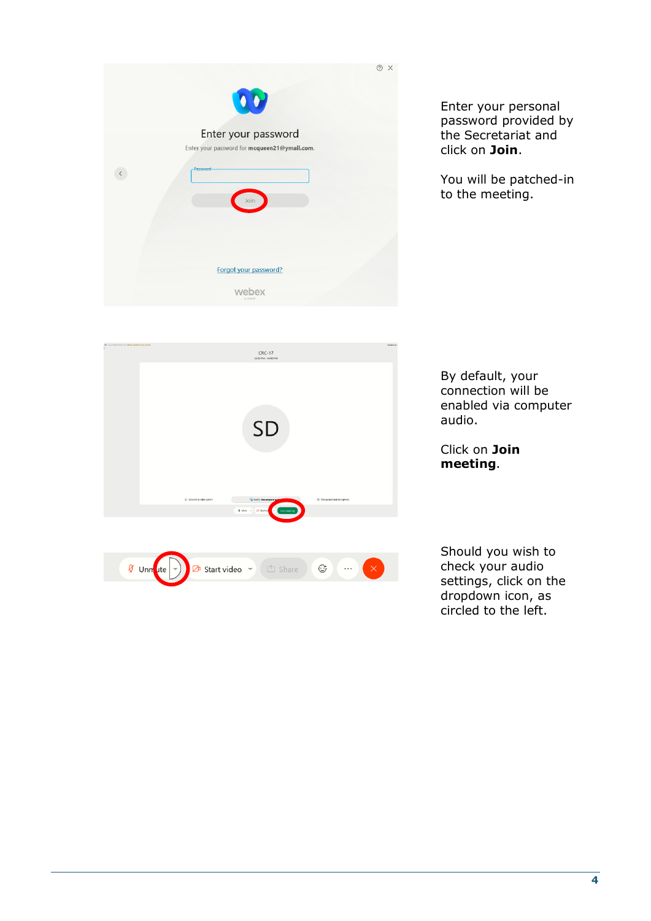Enter your personal password provided by the Secretariat and click on **Join**.

You will be patched-in to the meeting.

By default, your connection will be enabled via computer audio.

Click on **Join meeting**.

Should you wish to check your audio settings, click on the dropdown icon, as circled to the left.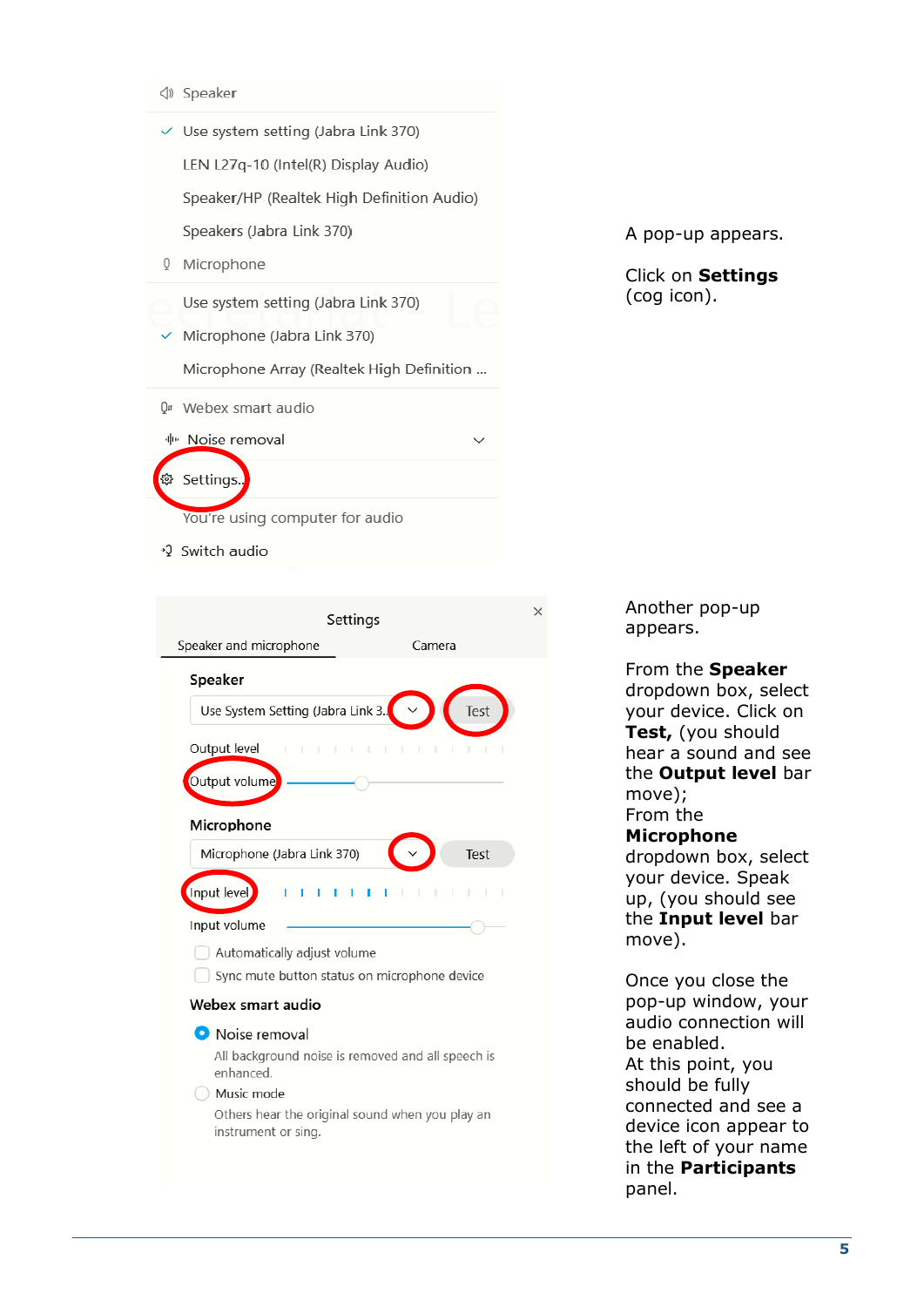A pop-up appears.

Click on **Settings** (cog icon).

Another pop-up appears.

From the **Speaker** dropdown box, select your device. Click on **Test,** (you should hear a sound and see the **Output level** bar move);
From the **Microphone** dropdown box, select your device. Speak up, (you should see the **Input level** bar move).

Once you close the pop-up window, your audio connection will be enabled.
At this point, you should be fully connected and see a device icon appear to the left of your name in the **Participants** panel.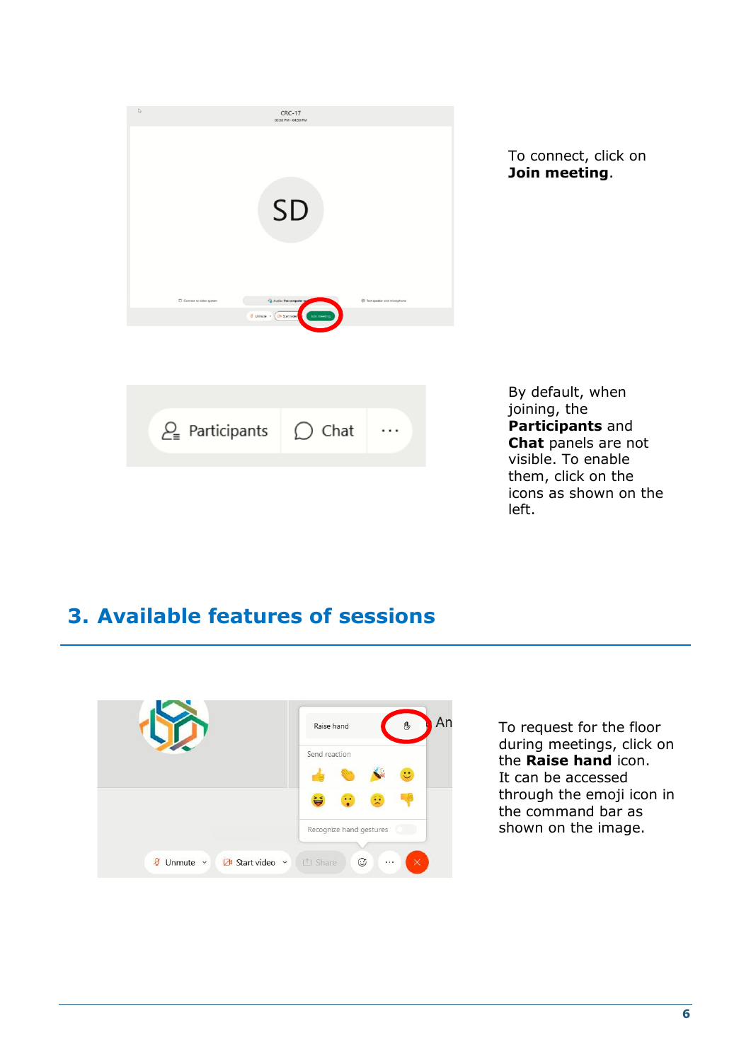To connect, click on **Join meeting**.

By default, when joining, the **Participants** and **Chat** panels are not visible. To enable them, click on the icons as shown on the left.

## 3. Available features of sessions

To request for the floor during meetings, click on the **Raise hand** icon. It can be accessed through the emoji icon in the command bar as shown on the image.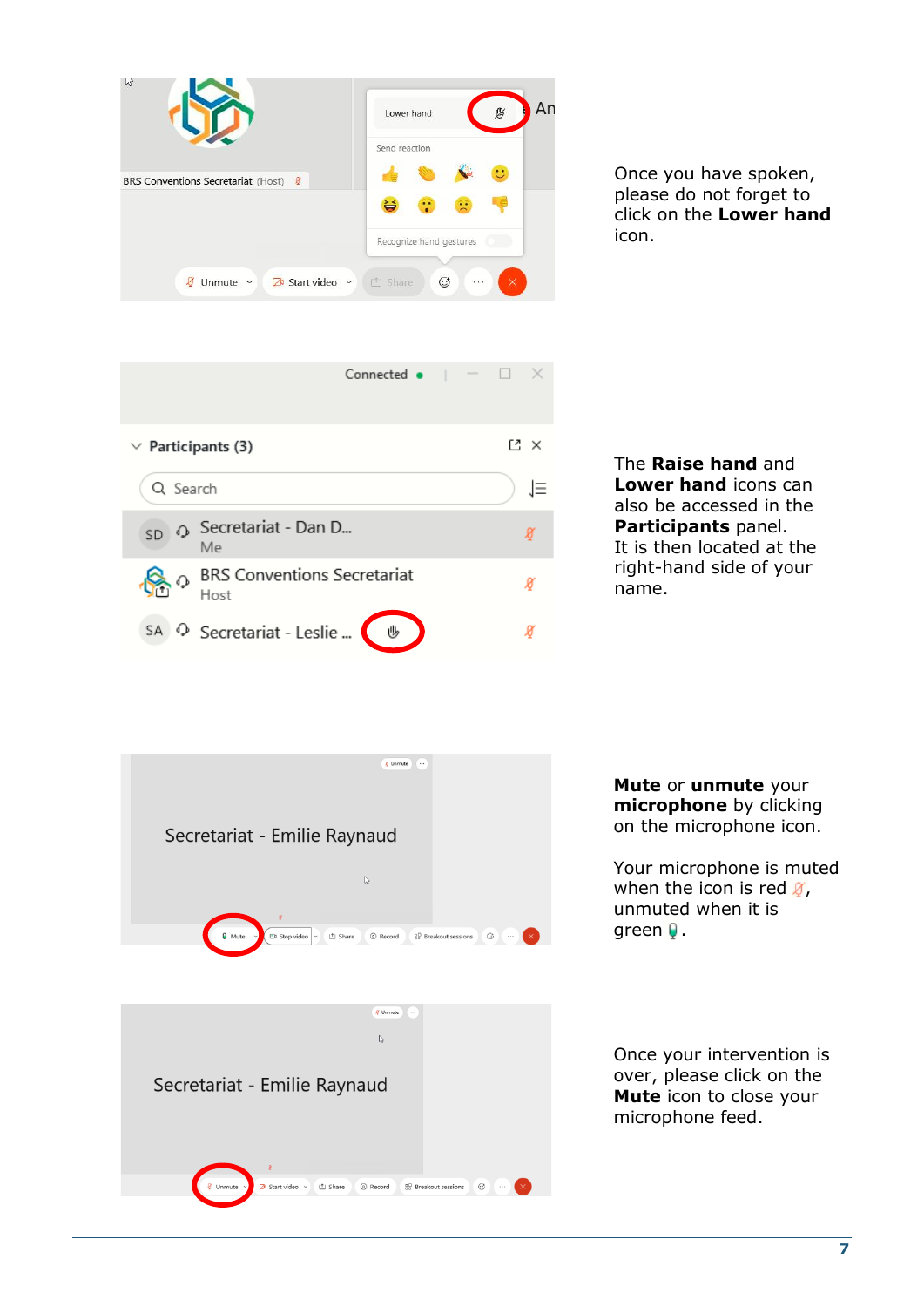Once you have spoken, please do not forget to click on the **Lower hand** icon.

The **Raise hand** and **Lower hand** icons can also be accessed in the **Participants** panel.
It is then located at the right-hand side of your name.

**Mute** or **unmute** your **microphone** by clicking on the microphone icon.

Your microphone is muted when the icon is red, unmuted when it is green.

Once your intervention is over, please click on the **Mute** icon to close your microphone feed.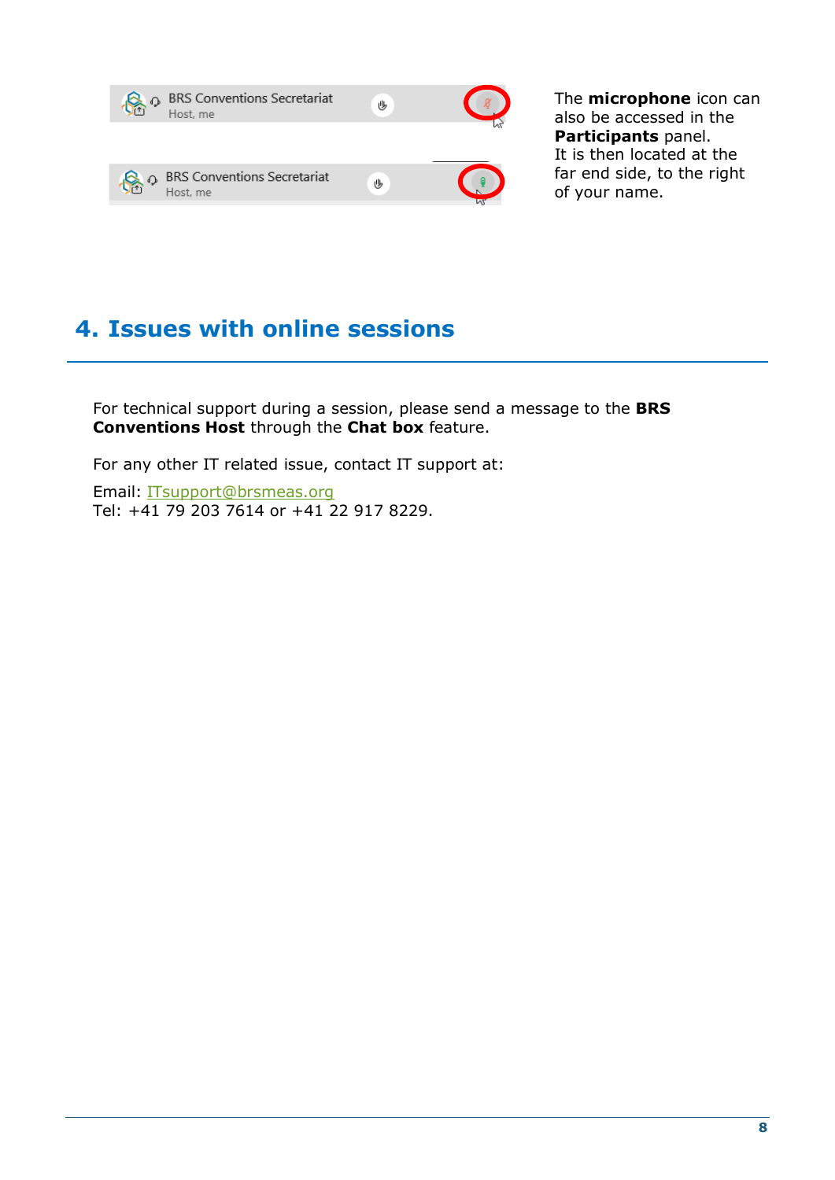The **microphone** icon can also be accessed in the **Participants** panel.
It is then located at the far end side, to the right of your name.

## 4. Issues with online sessions

For technical support during a session, please send a message to the **BRS Conventions Host** through the **Chat box** feature.

For any other IT related issue, contact IT support at:

Email: ITsupport@brsmeas.org
Tel: +41 79 203 7614 or +41 22 917 8229.